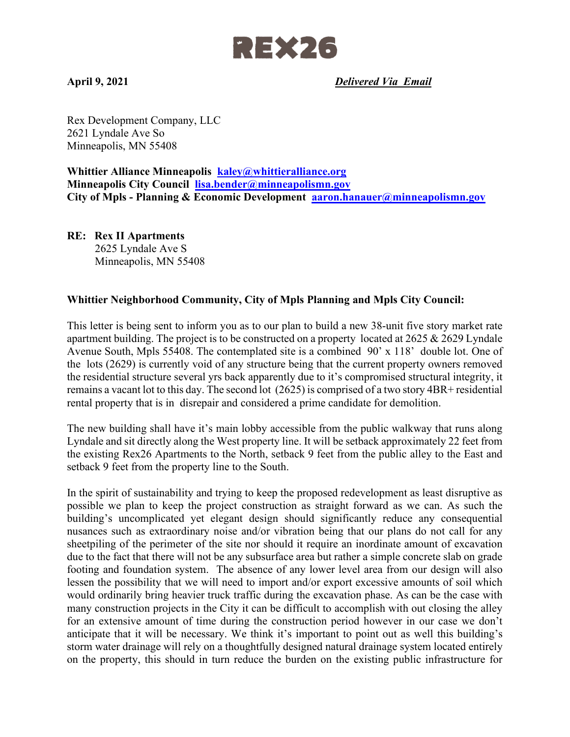# REX26

**April 9, 2021** ***Delivered Via Email***

Rex Development Company, LLC
2621 Lyndale Ave So
Minneapolis, MN 55408

**Whittier Alliance Minneapolis** **kaley@whittieralliance.org**
**Minneapolis City Council** **lisa.bender@minneapolismn.gov**
**City of Mpls - Planning & Economic Development** **aaron.hanauer@minneapolismn.gov**

**RE: Rex II Apartments**
2625 Lyndale Ave S
Minneapolis, MN 55408

**Whittier Neighborhood Community, City of Mpls Planning and Mpls City Council:**

This letter is being sent to inform you as to our plan to build a new 38-unit five story market rate apartment building. The project is to be constructed on a property located at 2625 & 2629 Lyndale Avenue South, Mpls 55408. The contemplated site is a combined 90' x 118' double lot. One of the lots (2629) is currently void of any structure being that the current property owners removed the residential structure several yrs back apparently due to it's compromised structural integrity, it remains a vacant lot to this day. The second lot (2625) is comprised of a two story 4BR+ residential rental property that is in disrepair and considered a prime candidate for demolition.

The new building shall have it's main lobby accessible from the public walkway that runs along Lyndale and sit directly along the West property line. It will be setback approximately 22 feet from the existing Rex26 Apartments to the North, setback 9 feet from the public alley to the East and setback 9 feet from the property line to the South.

In the spirit of sustainability and trying to keep the proposed redevelopment as least disruptive as possible we plan to keep the project construction as straight forward as we can. As such the building's uncomplicated yet elegant design should significantly reduce any consequential nusances such as extraordinary noise and/or vibration being that our plans do not call for any sheetpiling of the perimeter of the site nor should it require an inordinate amount of excavation due to the fact that there will not be any subsurface area but rather a simple concrete slab on grade footing and foundation system. The absence of any lower level area from our design will also lessen the possibility that we will need to import and/or export excessive amounts of soil which would ordinarily bring heavier truck traffic during the excavation phase. As can be the case with many construction projects in the City it can be difficult to accomplish with out closing the alley for an extensive amount of time during the construction period however in our case we don't anticipate that it will be necessary. We think it's important to point out as well this building's storm water drainage will rely on a thoughtfully designed natural drainage system located entirely on the property, this should in turn reduce the burden on the existing public infrastructure for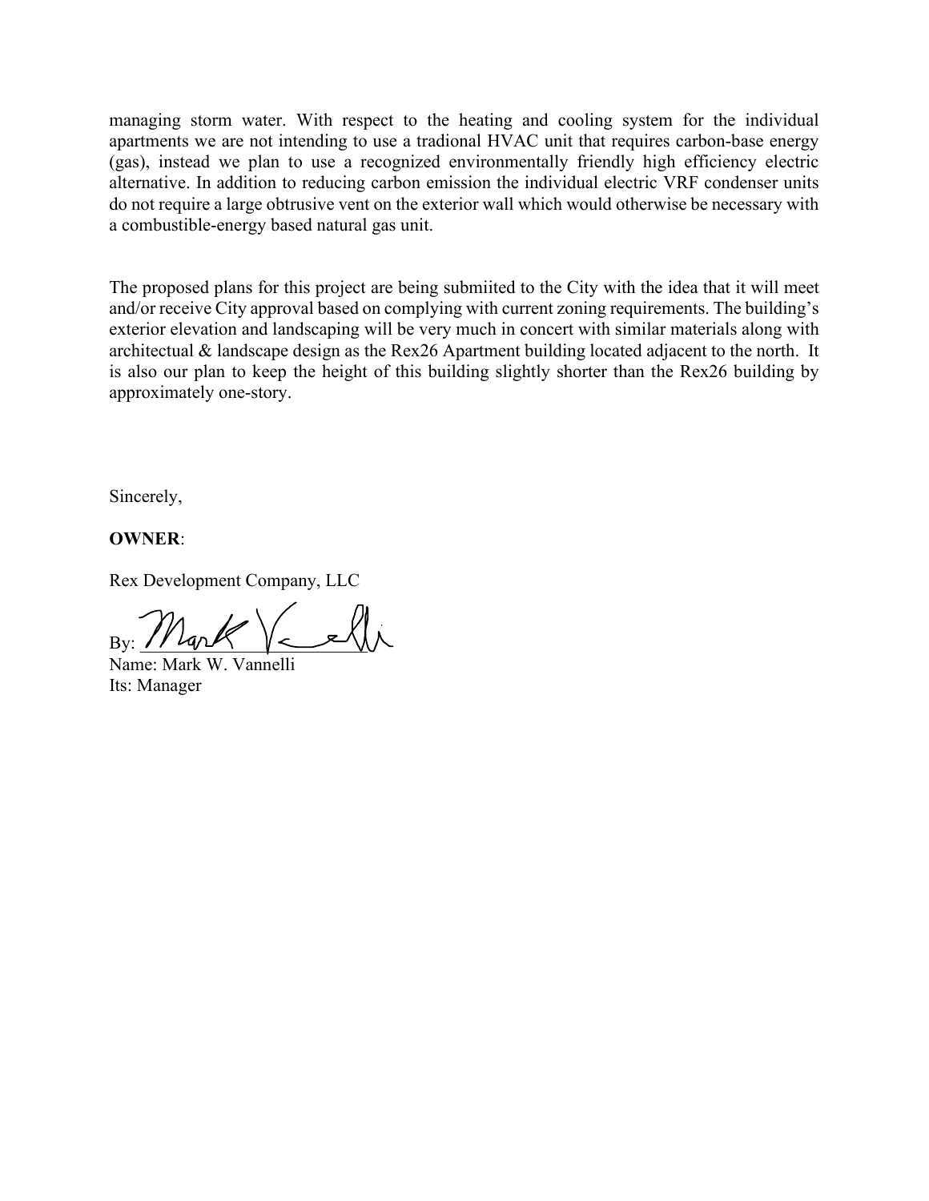managing storm water. With respect to the heating and cooling system for the individual apartments we are not intending to use a tradional HVAC unit that requires carbon-base energy (gas), instead we plan to use a recognized environmentally friendly high efficiency electric alternative. In addition to reducing carbon emission the individual electric VRF condenser units do not require a large obtrusive vent on the exterior wall which would otherwise be necessary with a combustible-energy based natural gas unit.

The proposed plans for this project are being submiited to the City with the idea that it will meet and/or receive City approval based on complying with current zoning requirements. The building's exterior elevation and landscaping will be very much in concert with similar materials along with architectual & landscape design as the Rex26 Apartment building located adjacent to the north. It is also our plan to keep the height of this building slightly shorter than the Rex26 building by approximately one-story.

Sincerely,

**OWNER**:

Rex Development Company, LLC

By: Mark Vannelli

Name: Mark W. Vannelli
Its: Manager